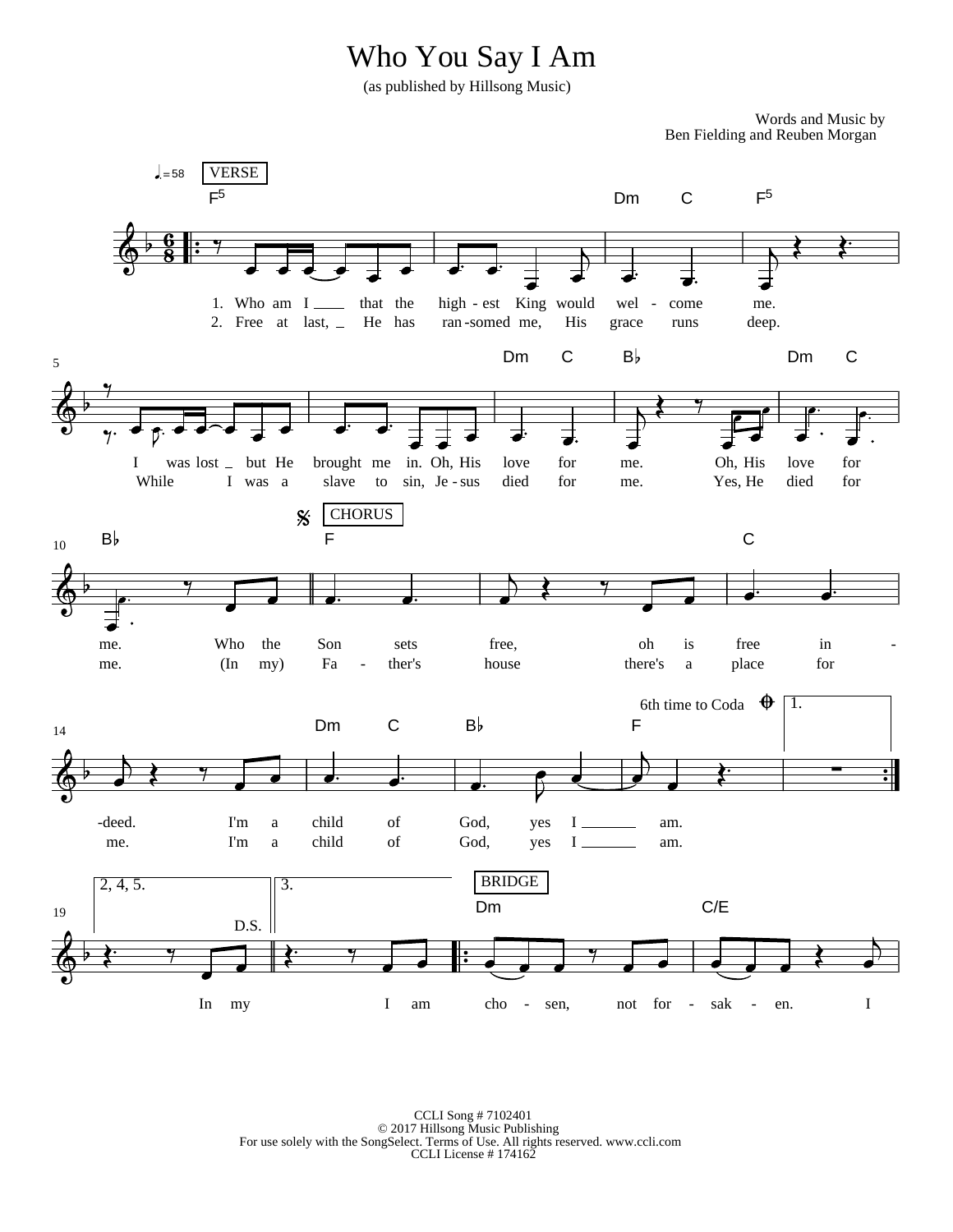# Who You Say I Am

(as published by Hillsong Music)

Words and Music by
Ben Fielding and Reuben Morgan

♩. = 58 VERSE

F5 Dm C F5

1. Who am I that the high - est King would wel - come me.
2. Free at last, He has ran-somed me, His grace runs deep.

Dm C B♭ Dm C

I was lost but He brought me in. Oh, His love for me. Oh, His love for
While I was a slave to sin, Je - sus died for me. Yes, He died for

B♭ CHORUS F C

me. Who the Son sets free, oh is free in - deed.
me. (In my) Fa - ther's house there's a place for me.

Dm C B♭ F 6th time to Coda 1.

I'm a child of God, yes I am.
I'm a child of God, yes I am.

2, 4, 5. D.S. 3. BRIDGE Dm C/E

In my I am cho - sen, not for - sak - en. I

CCLI Song # 7102401
© 2017 Hillsong Music Publishing
For use solely with the SongSelect. Terms of Use. All rights reserved. www.ccli.com
CCLI License # 174162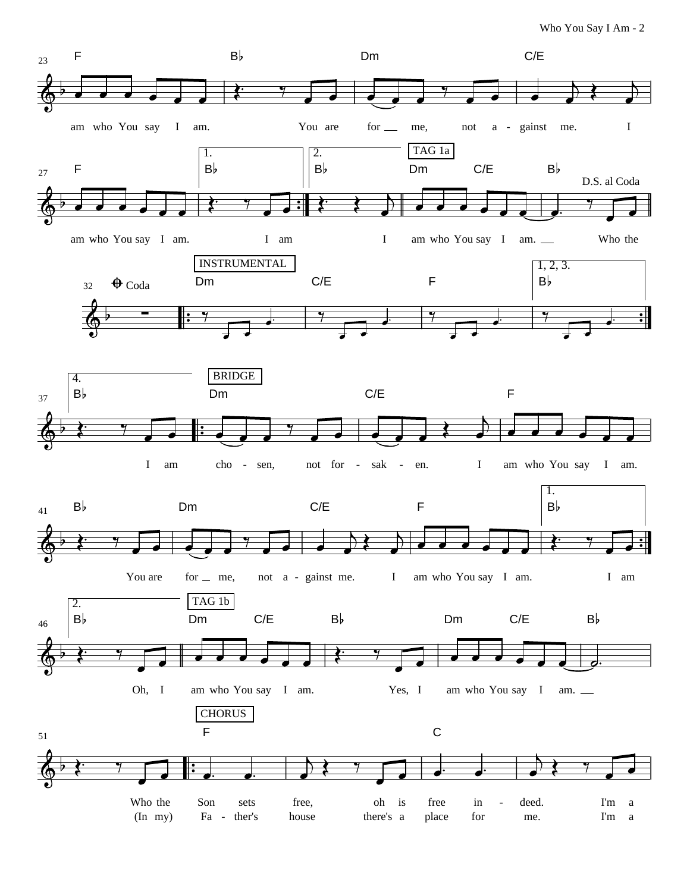F B♭ Dm C/E

am who You say I am. You are for me, not a - gainst me. I

TAG 1a

1. 2.

F B♭ B♭ Dm C/E B♭

D.S. al Coda

am who You say I am. I am I am who You say I am. Who the

INSTRUMENTAL

1, 2, 3.

Coda Dm C/E F B♭

4. BRIDGE

B♭ Dm C/E F

I am cho - sen, not for - sak - en. I am who You say I am.

1.

B♭ Dm C/E F B♭

You are for me, not a - gainst me. I am who You say I am. I am

2. TAG 1b

B♭ Dm C/E B♭ Dm C/E B♭

Oh, I am who You say I am. Yes, I am who You say I am.

CHORUS

F C

Who the Son sets free, oh is free in - deed. I'm a

(In my) Fa - ther's house there's a place for me. I'm a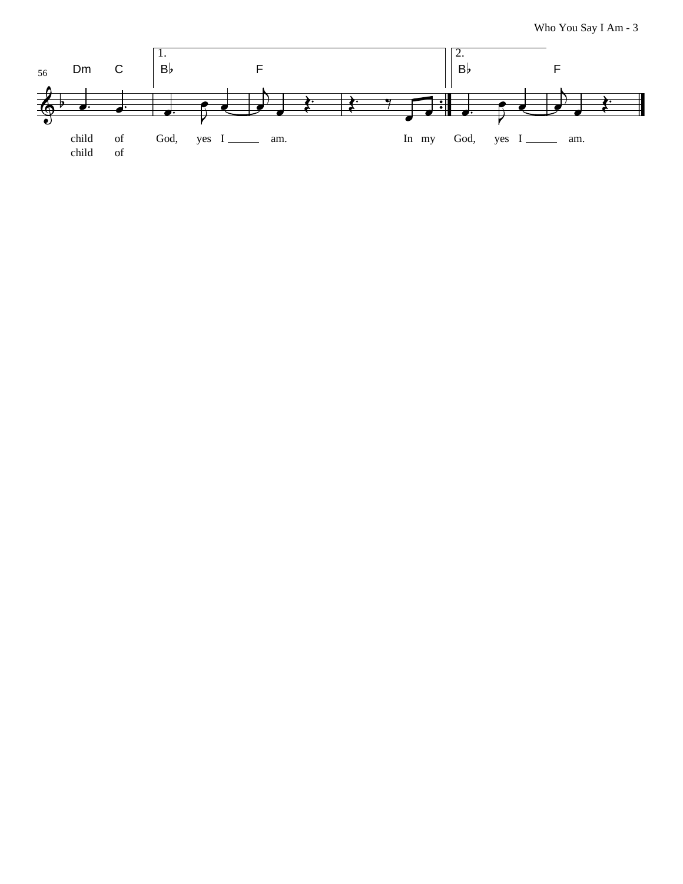56

1. 2.

Dm C | B♭ F | | B♭ F

child of God, yes I ____ am. In my God, yes I ____ am.

child of